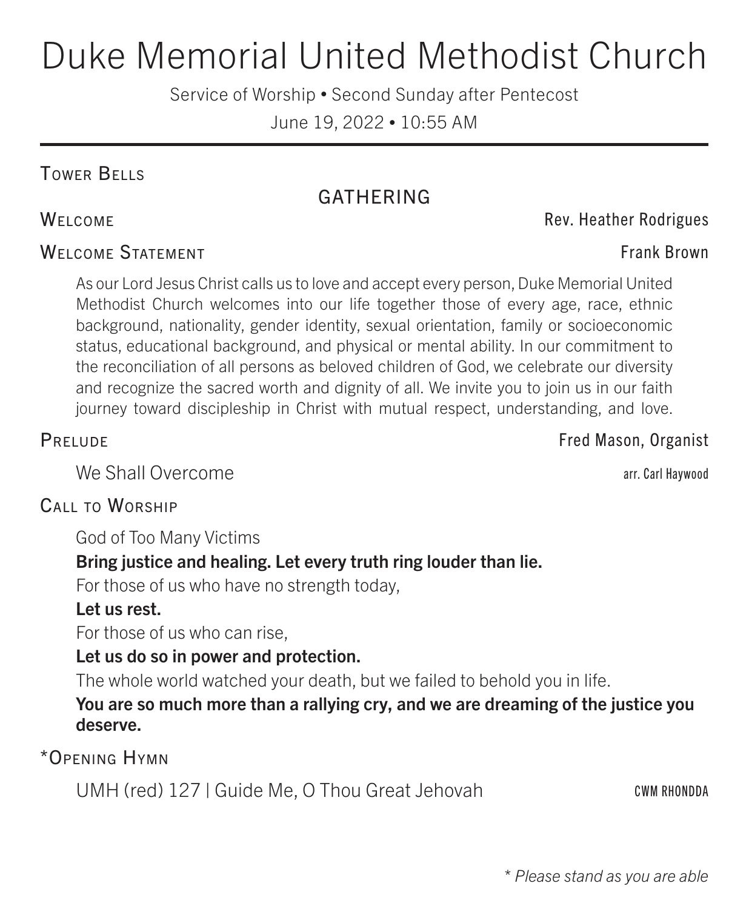# Duke Memorial United Methodist Church

Service of Worship • Second Sunday after Pentecost

June 19, 2022 • 10:55 AM

---

Tower Bells

## GATHERING

Welcome — Rev. Heather Rodrigues

Welcome Statement — Frank Brown

As our Lord Jesus Christ calls us to love and accept every person, Duke Memorial United Methodist Church welcomes into our life together those of every age, race, ethnic background, nationality, gender identity, sexual orientation, family or socioeconomic status, educational background, and physical or mental ability. In our commitment to the reconciliation of all persons as beloved children of God, we celebrate our diversity and recognize the sacred worth and dignity of all. We invite you to join us in our faith journey toward discipleship in Christ with mutual respect, understanding, and love.

Prelude — Fred Mason, Organist

We Shall Overcome — arr. Carl Haywood

Call to Worship

God of Too Many Victims

**Bring justice and healing. Let every truth ring louder than lie.**

For those of us who have no strength today,

**Let us rest.**

For those of us who can rise,

**Let us do so in power and protection.**

The whole world watched your death, but we failed to behold you in life.

**You are so much more than a rallying cry, and we are dreaming of the justice you deserve.**

*Opening Hymn

UMH (red) 127 | Guide Me, O Thou Great Jehovah — CWM RHONDDA

*\* Please stand as you are able*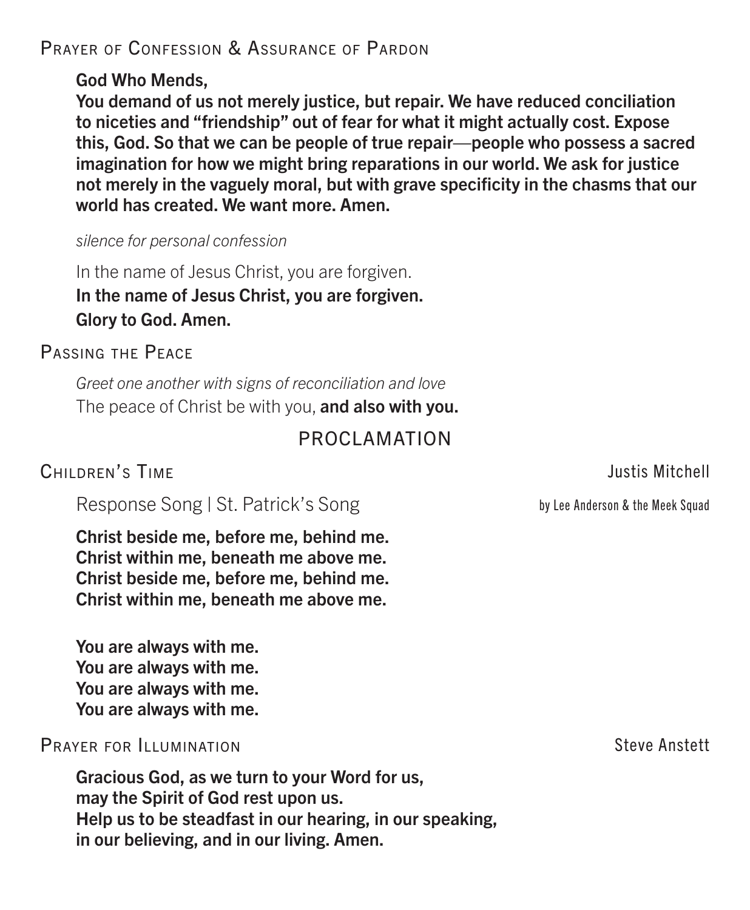## Prayer of Confession & Assurance of Pardon

**God Who Mends,**
**You demand of us not merely justice, but repair. We have reduced conciliation to niceties and "friendship" out of fear for what it might actually cost. Expose this, God. So that we can be people of true repair—people who possess a sacred imagination for how we might bring reparations in our world. We ask for justice not merely in the vaguely moral, but with grave specificity in the chasms that our world has created. We want more. Amen.**

*silence for personal confession*

In the name of Jesus Christ, you are forgiven.
**In the name of Jesus Christ, you are forgiven.**
**Glory to God. Amen.**

## Passing the Peace

*Greet one another with signs of reconciliation and love*
The peace of Christ be with you, **and also with you.**

# PROCLAMATION

## Children's Time — Justis Mitchell

Response Song | St. Patrick's Song — by Lee Anderson & the Meek Squad

**Christ beside me, before me, behind me.**
**Christ within me, beneath me above me.**
**Christ beside me, before me, behind me.**
**Christ within me, beneath me above me.**

**You are always with me.**
**You are always with me.**
**You are always with me.**
**You are always with me.**

## Prayer for Illumination — Steve Anstett

**Gracious God, as we turn to your Word for us,**
**may the Spirit of God rest upon us.**
**Help us to be steadfast in our hearing, in our speaking,**
**in our believing, and in our living. Amen.**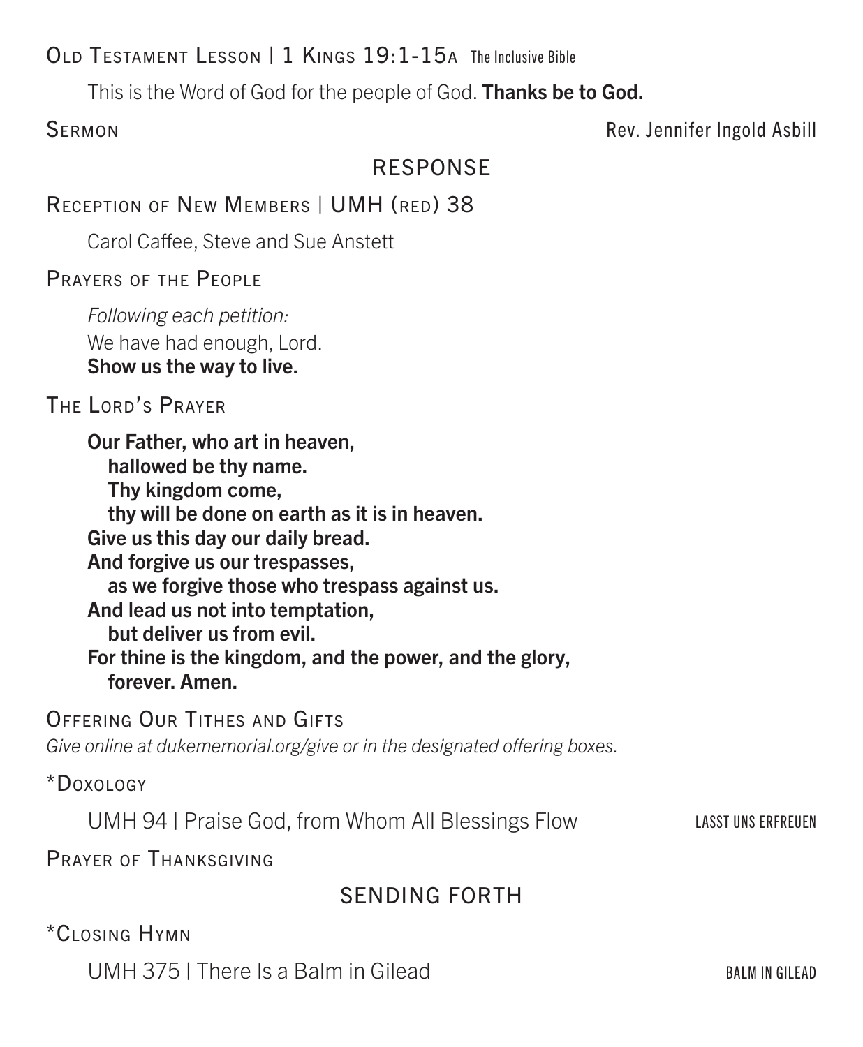Old Testament Lesson | 1 Kings 19:1-15a The Inclusive Bible

This is the Word of God for the people of God. **Thanks be to God.**

Sermon Rev. Jennifer Ingold Asbill

## RESPONSE

Reception of New Members | UMH (red) 38

Carol Caffee, Steve and Sue Anstett

Prayers of the People

*Following each petition:*
We have had enough, Lord.
**Show us the way to live.**

The Lord's Prayer

**Our Father, who art in heaven,**
**hallowed be thy name.**
**Thy kingdom come,**
**thy will be done on earth as it is in heaven.**
**Give us this day our daily bread.**
**And forgive us our trespasses,**
**as we forgive those who trespass against us.**
**And lead us not into temptation,**
**but deliver us from evil.**
**For thine is the kingdom, and the power, and the glory,**
**forever. Amen.**

Offering Our Tithes and Gifts
*Give online at dukememorial.org/give or in the designated offering boxes.*

*Doxology

UMH 94 | Praise God, from Whom All Blessings Flow LASST UNS ERFREUEN

Prayer of Thanksgiving

## SENDING FORTH

*Closing Hymn

UMH 375 | There Is a Balm in Gilead BALM IN GILEAD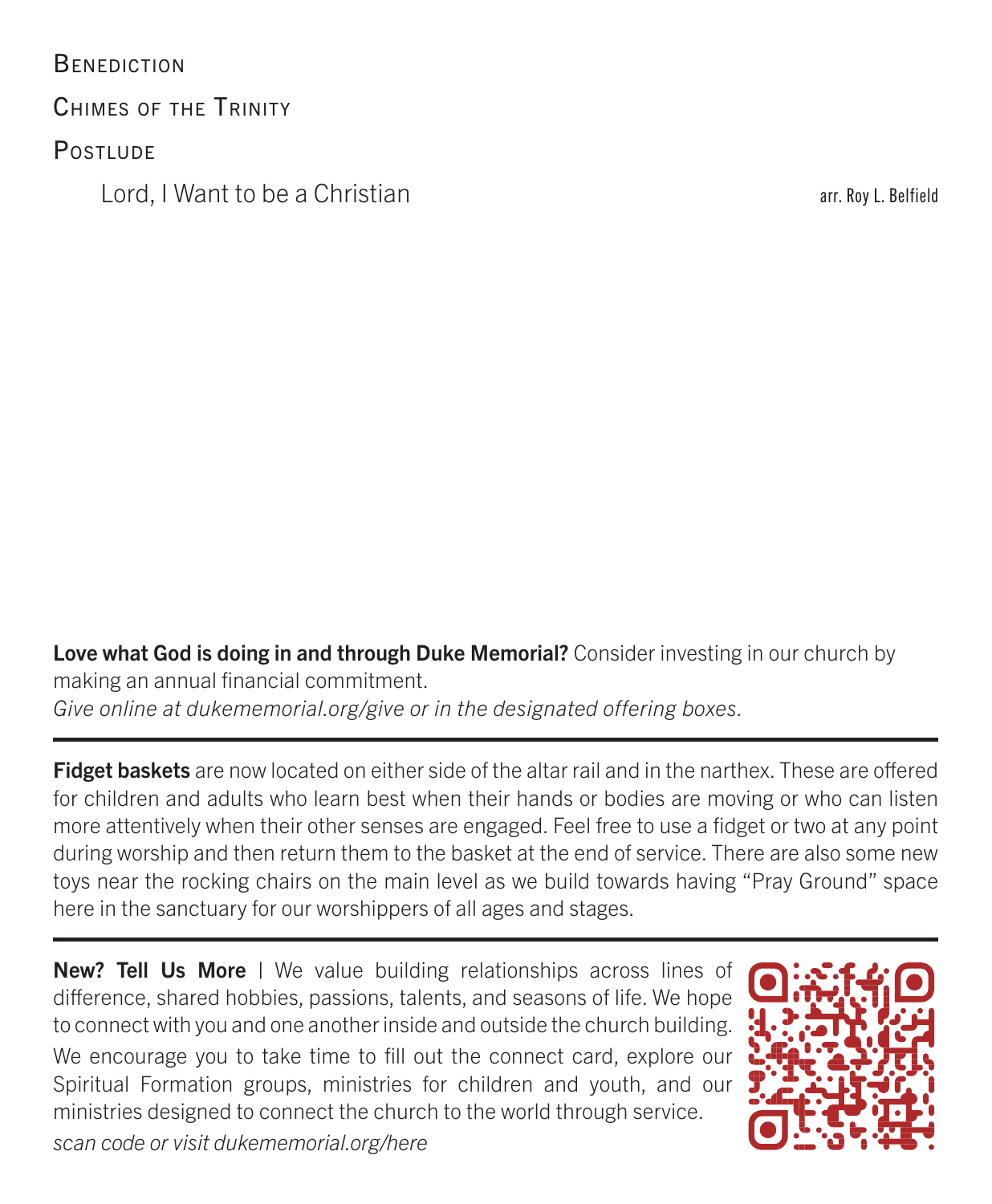Benediction

Chimes of the Trinity

Postlude

Lord, I Want to be a Christian — arr. Roy L. Belfield

**Love what God is doing in and through Duke Memorial?** Consider investing in our church by making an annual financial commitment.
*Give online at dukememorial.org/give or in the designated offering boxes.*

---

**Fidget baskets** are now located on either side of the altar rail and in the narthex. These are offered for children and adults who learn best when their hands or bodies are moving or who can listen more attentively when their other senses are engaged. Feel free to use a fidget or two at any point during worship and then return them to the basket at the end of service. There are also some new toys near the rocking chairs on the main level as we build towards having "Pray Ground" space here in the sanctuary for our worshippers of all ages and stages.

---

**New? Tell Us More** | We value building relationships across lines of difference, shared hobbies, passions, talents, and seasons of life. We hope to connect with you and one another inside and outside the church building. We encourage you to take time to fill out the connect card, explore our Spiritual Formation groups, ministries for children and youth, and our ministries designed to connect the church to the world through service.
*scan code or visit dukememorial.org/here*